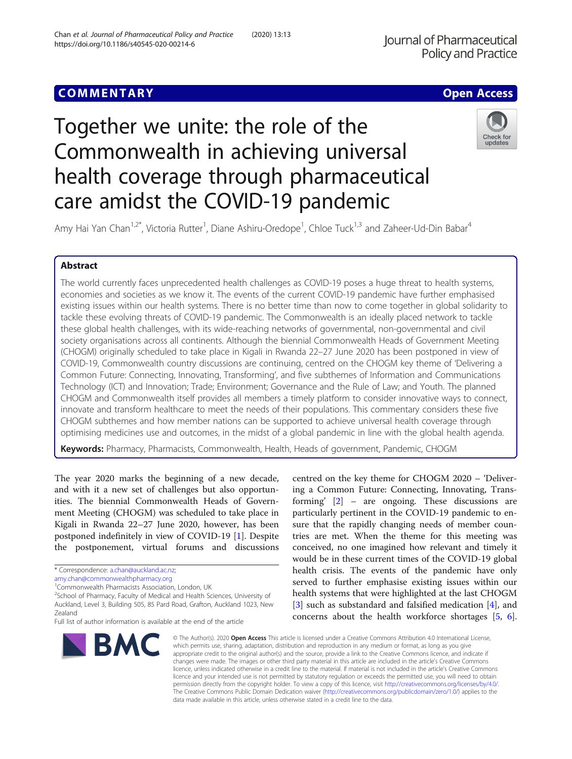COMMENTARY

Open Access

# Together we unite: the role of the Commonwealth in achieving universal health coverage through pharmaceutical care amidst the COVID-19 pandemic

Amy Hai Yan Chan[1,2*], Victoria Rutter[1], Diane Ashiru-Oredope[1], Chloe Tuck[1,3] and Zaheer-Ud-Din Babar[4]

## Abstract

The world currently faces unprecedented health challenges as COVID-19 poses a huge threat to health systems, economies and societies as we know it. The events of the current COVID-19 pandemic have further emphasised existing issues within our health systems. There is no better time than now to come together in global solidarity to tackle these evolving threats of COVID-19 pandemic. The Commonwealth is an ideally placed network to tackle these global health challenges, with its wide-reaching networks of governmental, non-governmental and civil society organisations across all continents. Although the biennial Commonwealth Heads of Government Meeting (CHOGM) originally scheduled to take place in Kigali in Rwanda 22–27 June 2020 has been postponed in view of COVID-19, Commonwealth country discussions are continuing, centred on the CHOGM key theme of 'Delivering a Common Future: Connecting, Innovating, Transforming', and five subthemes of Information and Communications Technology (ICT) and Innovation; Trade; Environment; Governance and the Rule of Law; and Youth. The planned CHOGM and Commonwealth itself provides all members a timely platform to consider innovative ways to connect, innovate and transform healthcare to meet the needs of their populations. This commentary considers these five CHOGM subthemes and how member nations can be supported to achieve universal health coverage through optimising medicines use and outcomes, in the midst of a global pandemic in line with the global health agenda.

**Keywords:** Pharmacy, Pharmacists, Commonwealth, Health, Heads of government, Pandemic, CHOGM

The year 2020 marks the beginning of a new decade, and with it a new set of challenges but also opportunities. The biennial Commonwealth Heads of Government Meeting (CHOGM) was scheduled to take place in Kigali in Rwanda 22–27 June 2020, however, has been postponed indefinitely in view of COVID-19 [1]. Despite the postponement, virtual forums and discussions centred on the key theme for CHOGM 2020 – 'Delivering a Common Future: Connecting, Innovating, Transforming' [2] – are ongoing. These discussions are particularly pertinent in the COVID-19 pandemic to ensure that the rapidly changing needs of member countries are met. When the theme for this meeting was conceived, no one imagined how relevant and timely it would be in these current times of the COVID-19 global health crisis. The events of the pandemic have only served to further emphasise existing issues within our health systems that were highlighted at the last CHOGM [3] such as substandard and falsified medication [4], and concerns about the health workforce shortages [5, 6].

* Correspondence: a.chan@auckland.ac.nz; amy.chan@commonwealthpharmacy.org
[1]Commonwealth Pharmacists Association, London, UK
[2]School of Pharmacy, Faculty of Medical and Health Sciences, University of Auckland, Level 3, Building 505, 85 Pard Road, Grafton, Auckland 1023, New Zealand
Full list of author information is available at the end of the article

© The Author(s). 2020 **Open Access** This article is licensed under a Creative Commons Attribution 4.0 International License, which permits use, sharing, adaptation, distribution and reproduction in any medium or format, as long as you give appropriate credit to the original author(s) and the source, provide a link to the Creative Commons licence, and indicate if changes were made. The images or other third party material in this article are included in the article's Creative Commons licence, unless indicated otherwise in a credit line to the material. If material is not included in the article's Creative Commons licence and your intended use is not permitted by statutory regulation or exceeds the permitted use, you will need to obtain permission directly from the copyright holder. To view a copy of this licence, visit http://creativecommons.org/licenses/by/4.0/. The Creative Commons Public Domain Dedication waiver (http://creativecommons.org/publicdomain/zero/1.0/) applies to the data made available in this article, unless otherwise stated in a credit line to the data.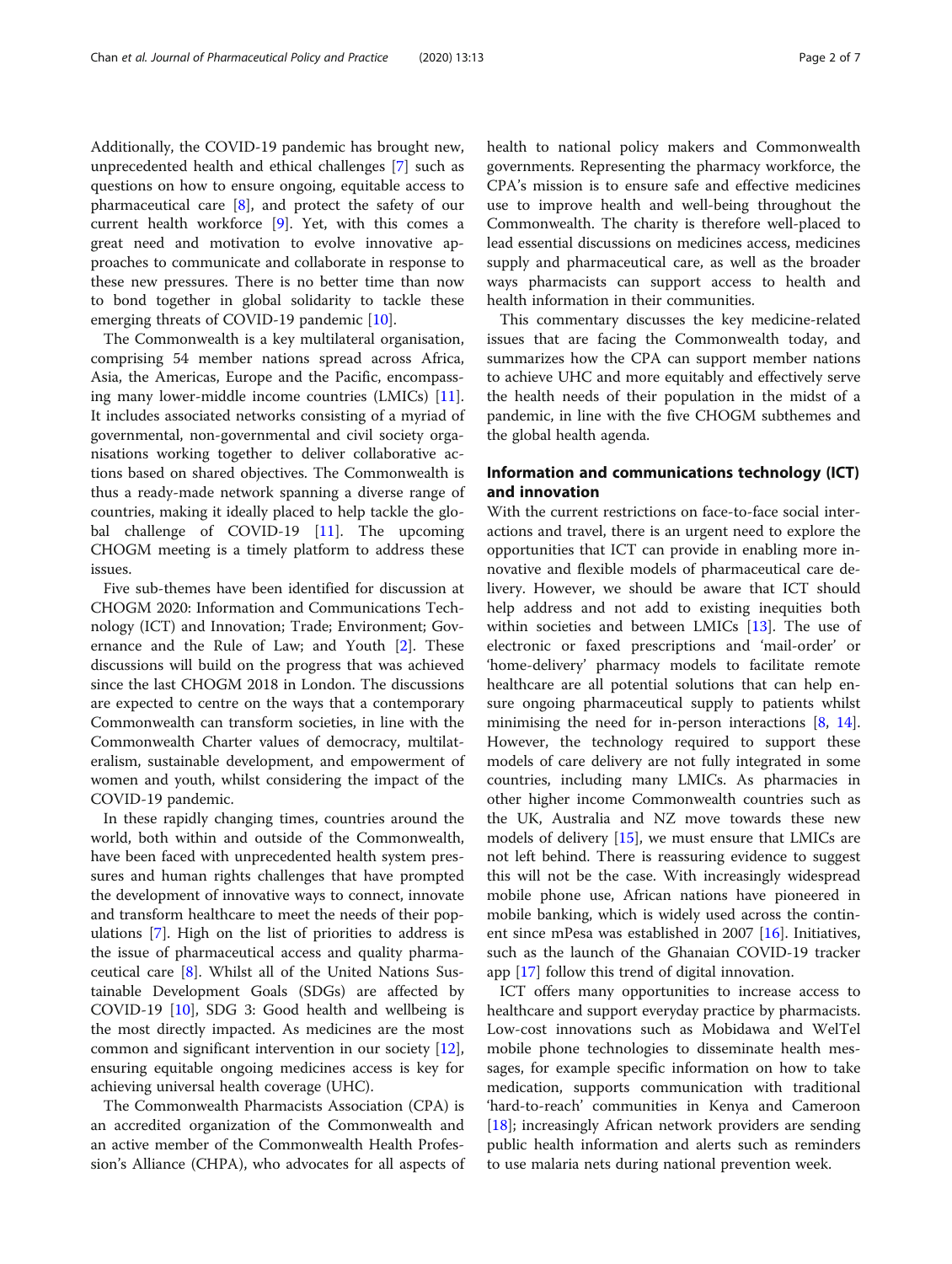Additionally, the COVID-19 pandemic has brought new, unprecedented health and ethical challenges [7] such as questions on how to ensure ongoing, equitable access to pharmaceutical care [8], and protect the safety of our current health workforce [9]. Yet, with this comes a great need and motivation to evolve innovative approaches to communicate and collaborate in response to these new pressures. There is no better time than now to bond together in global solidarity to tackle these emerging threats of COVID-19 pandemic [10].

The Commonwealth is a key multilateral organisation, comprising 54 member nations spread across Africa, Asia, the Americas, Europe and the Pacific, encompassing many lower-middle income countries (LMICs) [11]. It includes associated networks consisting of a myriad of governmental, non-governmental and civil society organisations working together to deliver collaborative actions based on shared objectives. The Commonwealth is thus a ready-made network spanning a diverse range of countries, making it ideally placed to help tackle the global challenge of COVID-19 [11]. The upcoming CHOGM meeting is a timely platform to address these issues.

Five sub-themes have been identified for discussion at CHOGM 2020: Information and Communications Technology (ICT) and Innovation; Trade; Environment; Governance and the Rule of Law; and Youth [2]. These discussions will build on the progress that was achieved since the last CHOGM 2018 in London. The discussions are expected to centre on the ways that a contemporary Commonwealth can transform societies, in line with the Commonwealth Charter values of democracy, multilateralism, sustainable development, and empowerment of women and youth, whilst considering the impact of the COVID-19 pandemic.

In these rapidly changing times, countries around the world, both within and outside of the Commonwealth, have been faced with unprecedented health system pressures and human rights challenges that have prompted the development of innovative ways to connect, innovate and transform healthcare to meet the needs of their populations [7]. High on the list of priorities to address is the issue of pharmaceutical access and quality pharmaceutical care [8]. Whilst all of the United Nations Sustainable Development Goals (SDGs) are affected by COVID-19 [10], SDG 3: Good health and wellbeing is the most directly impacted. As medicines are the most common and significant intervention in our society [12], ensuring equitable ongoing medicines access is key for achieving universal health coverage (UHC).

The Commonwealth Pharmacists Association (CPA) is an accredited organization of the Commonwealth and an active member of the Commonwealth Health Profession's Alliance (CHPA), who advocates for all aspects of health to national policy makers and Commonwealth governments. Representing the pharmacy workforce, the CPA's mission is to ensure safe and effective medicines use to improve health and well-being throughout the Commonwealth. The charity is therefore well-placed to lead essential discussions on medicines access, medicines supply and pharmaceutical care, as well as the broader ways pharmacists can support access to health and health information in their communities.

This commentary discusses the key medicine-related issues that are facing the Commonwealth today, and summarizes how the CPA can support member nations to achieve UHC and more equitably and effectively serve the health needs of their population in the midst of a pandemic, in line with the five CHOGM subthemes and the global health agenda.

## Information and communications technology (ICT) and innovation

With the current restrictions on face-to-face social interactions and travel, there is an urgent need to explore the opportunities that ICT can provide in enabling more innovative and flexible models of pharmaceutical care delivery. However, we should be aware that ICT should help address and not add to existing inequities both within societies and between LMICs [13]. The use of electronic or faxed prescriptions and 'mail-order' or 'home-delivery' pharmacy models to facilitate remote healthcare are all potential solutions that can help ensure ongoing pharmaceutical supply to patients whilst minimising the need for in-person interactions [8, 14]. However, the technology required to support these models of care delivery are not fully integrated in some countries, including many LMICs. As pharmacies in other higher income Commonwealth countries such as the UK, Australia and NZ move towards these new models of delivery [15], we must ensure that LMICs are not left behind. There is reassuring evidence to suggest this will not be the case. With increasingly widespread mobile phone use, African nations have pioneered in mobile banking, which is widely used across the continent since mPesa was established in 2007 [16]. Initiatives, such as the launch of the Ghanaian COVID-19 tracker app [17] follow this trend of digital innovation.

ICT offers many opportunities to increase access to healthcare and support everyday practice by pharmacists. Low-cost innovations such as Mobidawa and WelTel mobile phone technologies to disseminate health messages, for example specific information on how to take medication, supports communication with traditional 'hard-to-reach' communities in Kenya and Cameroon [18]; increasingly African network providers are sending public health information and alerts such as reminders to use malaria nets during national prevention week.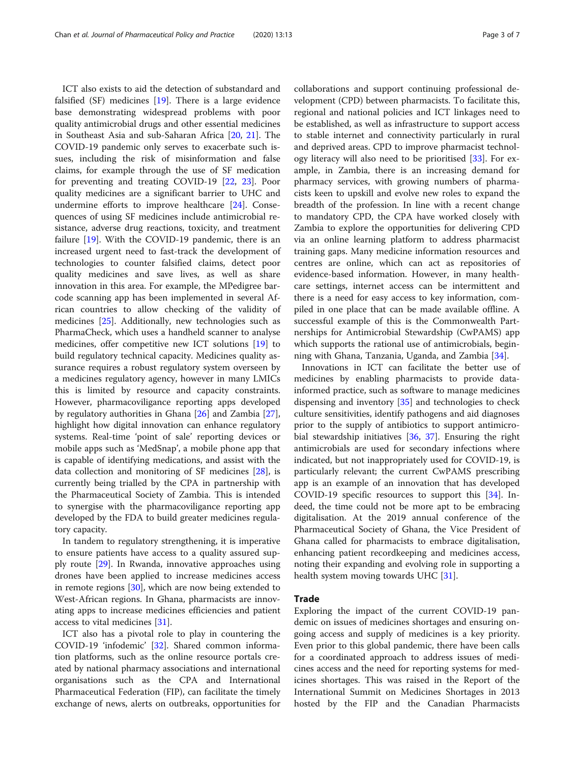ICT also exists to aid the detection of substandard and falsified (SF) medicines [19]. There is a large evidence base demonstrating widespread problems with poor quality antimicrobial drugs and other essential medicines in Southeast Asia and sub-Saharan Africa [20, 21]. The COVID-19 pandemic only serves to exacerbate such issues, including the risk of misinformation and false claims, for example through the use of SF medication for preventing and treating COVID-19 [22, 23]. Poor quality medicines are a significant barrier to UHC and undermine efforts to improve healthcare [24]. Consequences of using SF medicines include antimicrobial resistance, adverse drug reactions, toxicity, and treatment failure [19]. With the COVID-19 pandemic, there is an increased urgent need to fast-track the development of technologies to counter falsified claims, detect poor quality medicines and save lives, as well as share innovation in this area. For example, the MPedigree barcode scanning app has been implemented in several African countries to allow checking of the validity of medicines [25]. Additionally, new technologies such as PharmaCheck, which uses a handheld scanner to analyse medicines, offer competitive new ICT solutions [19] to build regulatory technical capacity. Medicines quality assurance requires a robust regulatory system overseen by a medicines regulatory agency, however in many LMICs this is limited by resource and capacity constraints. However, pharmacoviligance reporting apps developed by regulatory authorities in Ghana [26] and Zambia [27], highlight how digital innovation can enhance regulatory systems. Real-time 'point of sale' reporting devices or mobile apps such as 'MedSnap', a mobile phone app that is capable of identifying medications, and assist with the data collection and monitoring of SF medicines [28], is currently being trialled by the CPA in partnership with the Pharmaceutical Society of Zambia. This is intended to synergise with the pharmacoviligance reporting app developed by the FDA to build greater medicines regulatory capacity.

In tandem to regulatory strengthening, it is imperative to ensure patients have access to a quality assured supply route [29]. In Rwanda, innovative approaches using drones have been applied to increase medicines access in remote regions [30], which are now being extended to West-African regions. In Ghana, pharmacists are innovating apps to increase medicines efficiencies and patient access to vital medicines [31].

ICT also has a pivotal role to play in countering the COVID-19 'infodemic' [32]. Shared common information platforms, such as the online resource portals created by national pharmacy associations and international organisations such as the CPA and International Pharmaceutical Federation (FIP), can facilitate the timely exchange of news, alerts on outbreaks, opportunities for collaborations and support continuing professional development (CPD) between pharmacists. To facilitate this, regional and national policies and ICT linkages need to be established, as well as infrastructure to support access to stable internet and connectivity particularly in rural and deprived areas. CPD to improve pharmacist technology literacy will also need to be prioritised [33]. For example, in Zambia, there is an increasing demand for pharmacy services, with growing numbers of pharmacists keen to upskill and evolve new roles to expand the breadth of the profession. In line with a recent change to mandatory CPD, the CPA have worked closely with Zambia to explore the opportunities for delivering CPD via an online learning platform to address pharmacist training gaps. Many medicine information resources and centres are online, which can act as repositories of evidence-based information. However, in many healthcare settings, internet access can be intermittent and there is a need for easy access to key information, compiled in one place that can be made available offline. A successful example of this is the Commonwealth Partnerships for Antimicrobial Stewardship (CwPAMS) app which supports the rational use of antimicrobials, beginning with Ghana, Tanzania, Uganda, and Zambia [34].

Innovations in ICT can facilitate the better use of medicines by enabling pharmacists to provide data-informed practice, such as software to manage medicines dispensing and inventory [35] and technologies to check culture sensitivities, identify pathogens and aid diagnoses prior to the supply of antibiotics to support antimicrobial stewardship initiatives [36, 37]. Ensuring the right antimicrobials are used for secondary infections where indicated, but not inappropriately used for COVID-19, is particularly relevant; the current CwPAMS prescribing app is an example of an innovation that has developed COVID-19 specific resources to support this [34]. Indeed, the time could not be more apt to be embracing digitalisation. At the 2019 annual conference of the Pharmaceutical Society of Ghana, the Vice President of Ghana called for pharmacists to embrace digitalisation, enhancing patient recordkeeping and medicines access, noting their expanding and evolving role in supporting a health system moving towards UHC [31].

## Trade

Exploring the impact of the current COVID-19 pandemic on issues of medicines shortages and ensuring ongoing access and supply of medicines is a key priority. Even prior to this global pandemic, there have been calls for a coordinated approach to address issues of medicines access and the need for reporting systems for medicines shortages. This was raised in the Report of the International Summit on Medicines Shortages in 2013 hosted by the FIP and the Canadian Pharmacists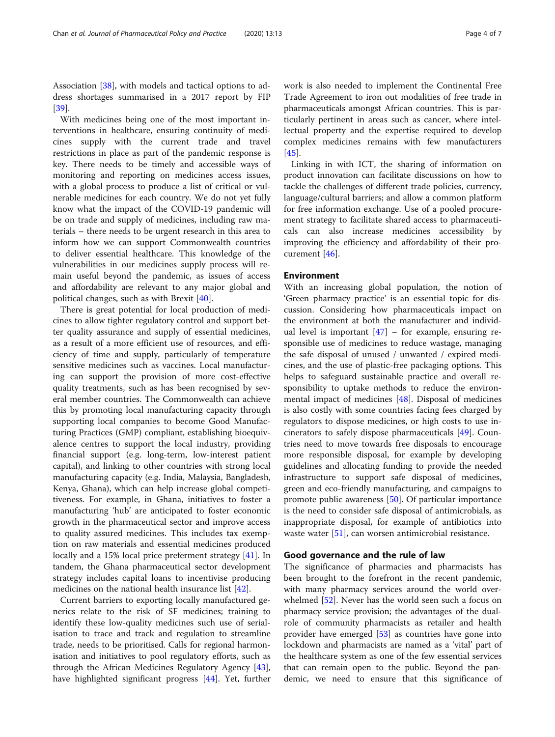Association [38], with models and tactical options to address shortages summarised in a 2017 report by FIP [39].

With medicines being one of the most important interventions in healthcare, ensuring continuity of medicines supply with the current trade and travel restrictions in place as part of the pandemic response is key. There needs to be timely and accessible ways of monitoring and reporting on medicines access issues, with a global process to produce a list of critical or vulnerable medicines for each country. We do not yet fully know what the impact of the COVID-19 pandemic will be on trade and supply of medicines, including raw materials – there needs to be urgent research in this area to inform how we can support Commonwealth countries to deliver essential healthcare. This knowledge of the vulnerabilities in our medicines supply process will remain useful beyond the pandemic, as issues of access and affordability are relevant to any major global and political changes, such as with Brexit [40].

There is great potential for local production of medicines to allow tighter regulatory control and support better quality assurance and supply of essential medicines, as a result of a more efficient use of resources, and efficiency of time and supply, particularly of temperature sensitive medicines such as vaccines. Local manufacturing can support the provision of more cost-effective quality treatments, such as has been recognised by several member countries. The Commonwealth can achieve this by promoting local manufacturing capacity through supporting local companies to become Good Manufacturing Practices (GMP) compliant, establishing bioequivalence centres to support the local industry, providing financial support (e.g. long-term, low-interest patient capital), and linking to other countries with strong local manufacturing capacity (e.g. India, Malaysia, Bangladesh, Kenya, Ghana), which can help increase global competitiveness. For example, in Ghana, initiatives to foster a manufacturing 'hub' are anticipated to foster economic growth in the pharmaceutical sector and improve access to quality assured medicines. This includes tax exemption on raw materials and essential medicines produced locally and a 15% local price preferment strategy [41]. In tandem, the Ghana pharmaceutical sector development strategy includes capital loans to incentivise producing medicines on the national health insurance list [42].

Current barriers to exporting locally manufactured generics relate to the risk of SF medicines; training to identify these low-quality medicines such use of serialisation to trace and track and regulation to streamline trade, needs to be prioritised. Calls for regional harmonisation and initiatives to pool regulatory efforts, such as through the African Medicines Regulatory Agency [43], have highlighted significant progress [44]. Yet, further work is also needed to implement the Continental Free Trade Agreement to iron out modalities of free trade in pharmaceuticals amongst African countries. This is particularly pertinent in areas such as cancer, where intellectual property and the expertise required to develop complex medicines remains with few manufacturers [45].

Linking in with ICT, the sharing of information on product innovation can facilitate discussions on how to tackle the challenges of different trade policies, currency, language/cultural barriers; and allow a common platform for free information exchange. Use of a pooled procurement strategy to facilitate shared access to pharmaceuticals can also increase medicines accessibility by improving the efficiency and affordability of their procurement [46].

## Environment

With an increasing global population, the notion of 'Green pharmacy practice' is an essential topic for discussion. Considering how pharmaceuticals impact on the environment at both the manufacturer and individual level is important [47] – for example, ensuring responsible use of medicines to reduce wastage, managing the safe disposal of unused / unwanted / expired medicines, and the use of plastic-free packaging options. This helps to safeguard sustainable practice and overall responsibility to uptake methods to reduce the environmental impact of medicines [48]. Disposal of medicines is also costly with some countries facing fees charged by regulators to dispose medicines, or high costs to use incinerators to safely dispose pharmaceuticals [49]. Countries need to move towards free disposals to encourage more responsible disposal, for example by developing guidelines and allocating funding to provide the needed infrastructure to support safe disposal of medicines, green and eco-friendly manufacturing, and campaigns to promote public awareness [50]. Of particular importance is the need to consider safe disposal of antimicrobials, as inappropriate disposal, for example of antibiotics into waste water [51], can worsen antimicrobial resistance.

## Good governance and the rule of law

The significance of pharmacies and pharmacists has been brought to the forefront in the recent pandemic, with many pharmacy services around the world overwhelmed [52]. Never has the world seen such a focus on pharmacy service provision; the advantages of the dual-role of community pharmacists as retailer and health provider have emerged [53] as countries have gone into lockdown and pharmacists are named as a 'vital' part of the healthcare system as one of the few essential services that can remain open to the public. Beyond the pandemic, we need to ensure that this significance of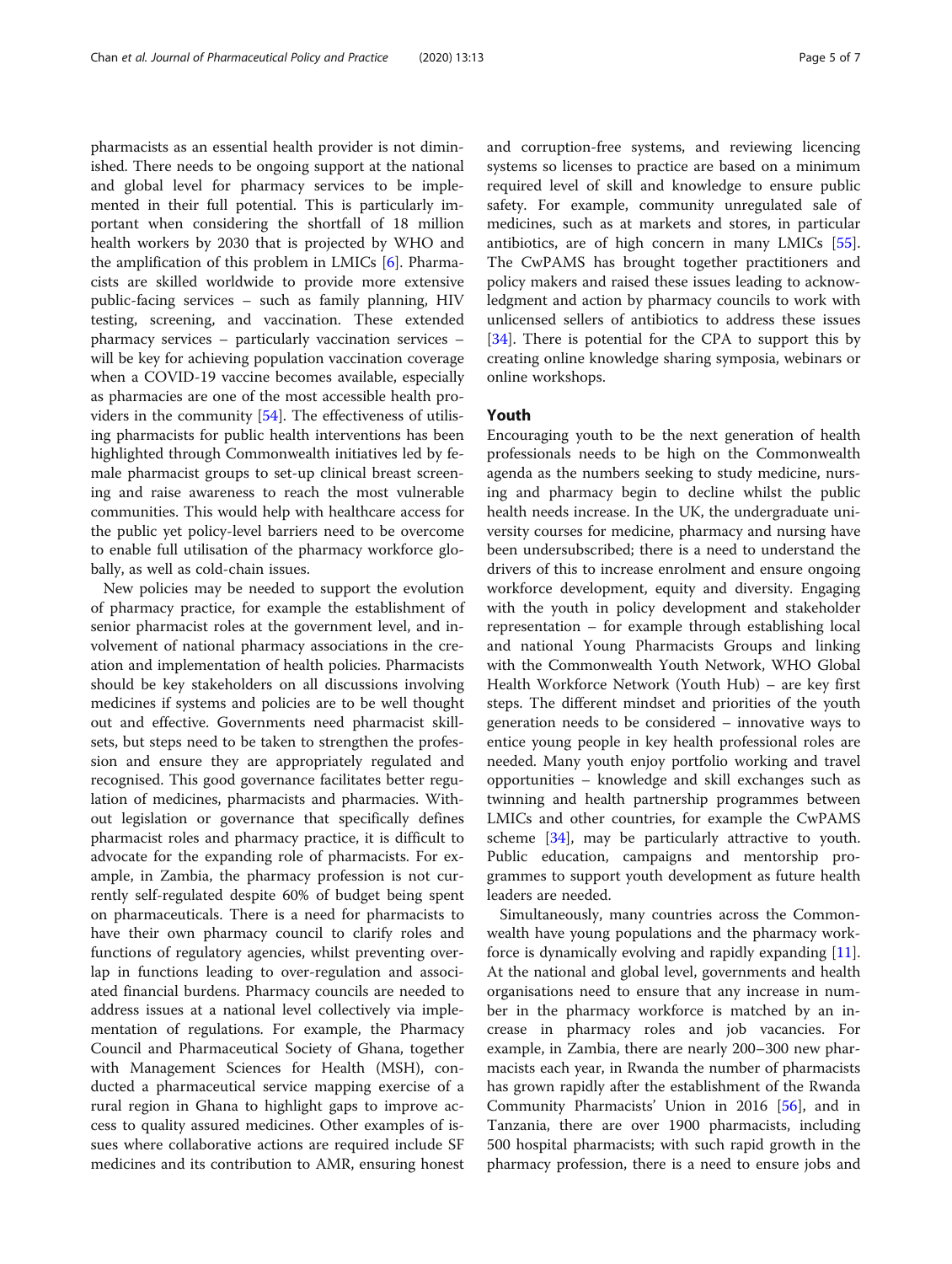pharmacists as an essential health provider is not diminished. There needs to be ongoing support at the national and global level for pharmacy services to be implemented in their full potential. This is particularly important when considering the shortfall of 18 million health workers by 2030 that is projected by WHO and the amplification of this problem in LMICs [6]. Pharmacists are skilled worldwide to provide more extensive public-facing services – such as family planning, HIV testing, screening, and vaccination. These extended pharmacy services – particularly vaccination services – will be key for achieving population vaccination coverage when a COVID-19 vaccine becomes available, especially as pharmacies are one of the most accessible health providers in the community [54]. The effectiveness of utilising pharmacists for public health interventions has been highlighted through Commonwealth initiatives led by female pharmacist groups to set-up clinical breast screening and raise awareness to reach the most vulnerable communities. This would help with healthcare access for the public yet policy-level barriers need to be overcome to enable full utilisation of the pharmacy workforce globally, as well as cold-chain issues.

New policies may be needed to support the evolution of pharmacy practice, for example the establishment of senior pharmacist roles at the government level, and involvement of national pharmacy associations in the creation and implementation of health policies. Pharmacists should be key stakeholders on all discussions involving medicines if systems and policies are to be well thought out and effective. Governments need pharmacist skillsets, but steps need to be taken to strengthen the profession and ensure they are appropriately regulated and recognised. This good governance facilitates better regulation of medicines, pharmacists and pharmacies. Without legislation or governance that specifically defines pharmacist roles and pharmacy practice, it is difficult to advocate for the expanding role of pharmacists. For example, in Zambia, the pharmacy profession is not currently self-regulated despite 60% of budget being spent on pharmaceuticals. There is a need for pharmacists to have their own pharmacy council to clarify roles and functions of regulatory agencies, whilst preventing overlap in functions leading to over-regulation and associated financial burdens. Pharmacy councils are needed to address issues at a national level collectively via implementation of regulations. For example, the Pharmacy Council and Pharmaceutical Society of Ghana, together with Management Sciences for Health (MSH), conducted a pharmaceutical service mapping exercise of a rural region in Ghana to highlight gaps to improve access to quality assured medicines. Other examples of issues where collaborative actions are required include SF medicines and its contribution to AMR, ensuring honest and corruption-free systems, and reviewing licencing systems so licenses to practice are based on a minimum required level of skill and knowledge to ensure public safety. For example, community unregulated sale of medicines, such as at markets and stores, in particular antibiotics, are of high concern in many LMICs [55]. The CwPAMS has brought together practitioners and policy makers and raised these issues leading to acknowledgment and action by pharmacy councils to work with unlicensed sellers of antibiotics to address these issues [34]. There is potential for the CPA to support this by creating online knowledge sharing symposia, webinars or online workshops.

## Youth

Encouraging youth to be the next generation of health professionals needs to be high on the Commonwealth agenda as the numbers seeking to study medicine, nursing and pharmacy begin to decline whilst the public health needs increase. In the UK, the undergraduate university courses for medicine, pharmacy and nursing have been undersubscribed; there is a need to understand the drivers of this to increase enrolment and ensure ongoing workforce development, equity and diversity. Engaging with the youth in policy development and stakeholder representation – for example through establishing local and national Young Pharmacists Groups and linking with the Commonwealth Youth Network, WHO Global Health Workforce Network (Youth Hub) – are key first steps. The different mindset and priorities of the youth generation needs to be considered – innovative ways to entice young people in key health professional roles are needed. Many youth enjoy portfolio working and travel opportunities – knowledge and skill exchanges such as twinning and health partnership programmes between LMICs and other countries, for example the CwPAMS scheme [34], may be particularly attractive to youth. Public education, campaigns and mentorship programmes to support youth development as future health leaders are needed.

Simultaneously, many countries across the Commonwealth have young populations and the pharmacy workforce is dynamically evolving and rapidly expanding [11]. At the national and global level, governments and health organisations need to ensure that any increase in number in the pharmacy workforce is matched by an increase in pharmacy roles and job vacancies. For example, in Zambia, there are nearly 200–300 new pharmacists each year, in Rwanda the number of pharmacists has grown rapidly after the establishment of the Rwanda Community Pharmacists' Union in 2016 [56], and in Tanzania, there are over 1900 pharmacists, including 500 hospital pharmacists; with such rapid growth in the pharmacy profession, there is a need to ensure jobs and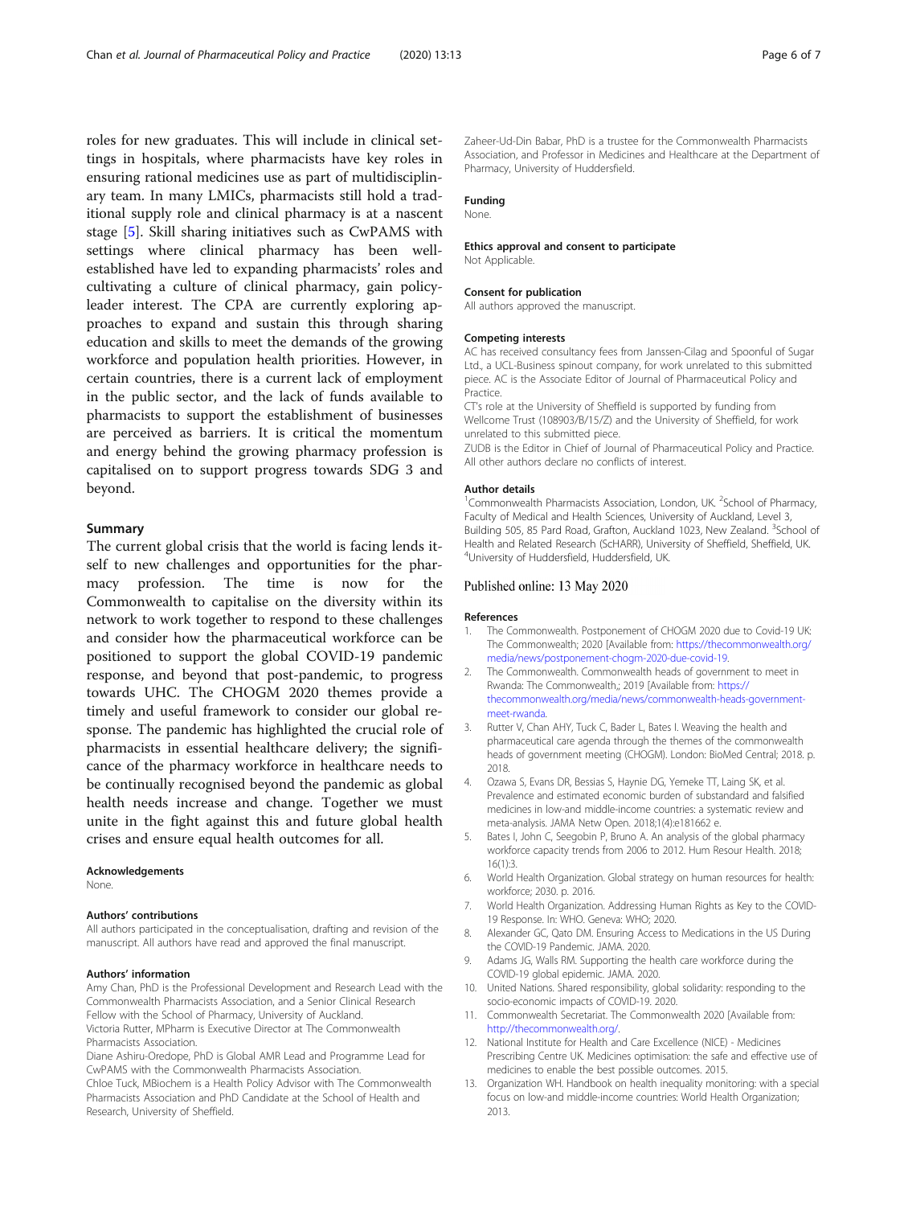roles for new graduates. This will include in clinical settings in hospitals, where pharmacists have key roles in ensuring rational medicines use as part of multidisciplinary team. In many LMICs, pharmacists still hold a traditional supply role and clinical pharmacy is at a nascent stage [5]. Skill sharing initiatives such as CwPAMS with settings where clinical pharmacy has been well-established have led to expanding pharmacists' roles and cultivating a culture of clinical pharmacy, gain policy-leader interest. The CPA are currently exploring approaches to expand and sustain this through sharing education and skills to meet the demands of the growing workforce and population health priorities. However, in certain countries, there is a current lack of employment in the public sector, and the lack of funds available to pharmacists to support the establishment of businesses are perceived as barriers. It is critical the momentum and energy behind the growing pharmacy profession is capitalised on to support progress towards SDG 3 and beyond.

## Summary

The current global crisis that the world is facing lends itself to new challenges and opportunities for the pharmacy profession. The time is now for the Commonwealth to capitalise on the diversity within its network to work together to respond to these challenges and consider how the pharmaceutical workforce can be positioned to support the global COVID-19 pandemic response, and beyond that post-pandemic, to progress towards UHC. The CHOGM 2020 themes provide a timely and useful framework to consider our global response. The pandemic has highlighted the crucial role of pharmacists in essential healthcare delivery; the significance of the pharmacy workforce in healthcare needs to be continually recognised beyond the pandemic as global health needs increase and change. Together we must unite in the fight against this and future global health crises and ensure equal health outcomes for all.

#### Acknowledgements

None.

#### Authors' contributions

All authors participated in the conceptualisation, drafting and revision of the manuscript. All authors have read and approved the final manuscript.

#### Authors' information

Amy Chan, PhD is the Professional Development and Research Lead with the Commonwealth Pharmacists Association, and a Senior Clinical Research Fellow with the School of Pharmacy, University of Auckland.
Victoria Rutter, MPharm is Executive Director at The Commonwealth Pharmacists Association.
Diane Ashiru-Oredope, PhD is Global AMR Lead and Programme Lead for CwPAMS with the Commonwealth Pharmacists Association.
Chloe Tuck, MBiochem is a Health Policy Advisor with The Commonwealth Pharmacists Association and PhD Candidate at the School of Health and Research, University of Sheffield.
Zaheer-Ud-Din Babar, PhD is a trustee for the Commonwealth Pharmacists Association, and Professor in Medicines and Healthcare at the Department of Pharmacy, University of Huddersfield.

#### Funding

None.

#### Ethics approval and consent to participate

Not Applicable.

#### Consent for publication

All authors approved the manuscript.

#### Competing interests

AC has received consultancy fees from Janssen-Cilag and Spoonful of Sugar Ltd., a UCL-Business spinout company, for work unrelated to this submitted piece. AC is the Associate Editor of Journal of Pharmaceutical Policy and Practice.
CT's role at the University of Sheffield is supported by funding from Wellcome Trust (108903/B/15/Z) and the University of Sheffield, for work unrelated to this submitted piece.
ZUDB is the Editor in Chief of Journal of Pharmaceutical Policy and Practice.
All other authors declare no conflicts of interest.

#### Author details

[1]Commonwealth Pharmacists Association, London, UK. [2]School of Pharmacy, Faculty of Medical and Health Sciences, University of Auckland, Level 3, Building 505, 85 Pard Road, Grafton, Auckland 1023, New Zealand. [3]School of Health and Related Research (ScHARR), University of Sheffield, Sheffield, UK. [4]University of Huddersfield, Huddersfield, UK.

Published online: 13 May 2020

#### References

1. The Commonwealth. Postponement of CHOGM 2020 due to Covid-19 UK: The Commonwealth; 2020 [Available from: https://thecommonwealth.org/media/news/postponement-chogm-2020-due-covid-19.
2. The Commonwealth. Commonwealth heads of government to meet in Rwanda: The Commonwealth,; 2019 [Available from: https://thecommonwealth.org/media/news/commonwealth-heads-government-meet-rwanda.
3. Rutter V, Chan AHY, Tuck C, Bader L, Bates I. Weaving the health and pharmaceutical care agenda through the themes of the commonwealth heads of government meeting (CHOGM). London: BioMed Central; 2018. p. 2018.
4. Ozawa S, Evans DR, Bessias S, Haynie DG, Yemeke TT, Laing SK, et al. Prevalence and estimated economic burden of substandard and falsified medicines in low-and middle-income countries: a systematic review and meta-analysis. JAMA Netw Open. 2018;1(4):e181662 e.
5. Bates I, John C, Seegobin P, Bruno A. An analysis of the global pharmacy workforce capacity trends from 2006 to 2012. Hum Resour Health. 2018; 16(1):3.
6. World Health Organization. Global strategy on human resources for health: workforce; 2030. p. 2016.
7. World Health Organization. Addressing Human Rights as Key to the COVID-19 Response. In: WHO. Geneva: WHO; 2020.
8. Alexander GC, Qato DM. Ensuring Access to Medications in the US During the COVID-19 Pandemic. JAMA. 2020.
9. Adams JG, Walls RM. Supporting the health care workforce during the COVID-19 global epidemic. JAMA. 2020.
10. United Nations. Shared responsibility, global solidarity: responding to the socio-economic impacts of COVID-19. 2020.
11. Commonwealth Secretariat. The Commonwealth 2020 [Available from: http://thecommonwealth.org/.
12. National Institute for Health and Care Excellence (NICE) - Medicines Prescribing Centre UK. Medicines optimisation: the safe and effective use of medicines to enable the best possible outcomes. 2015.
13. Organization WH. Handbook on health inequality monitoring: with a special focus on low-and middle-income countries: World Health Organization; 2013.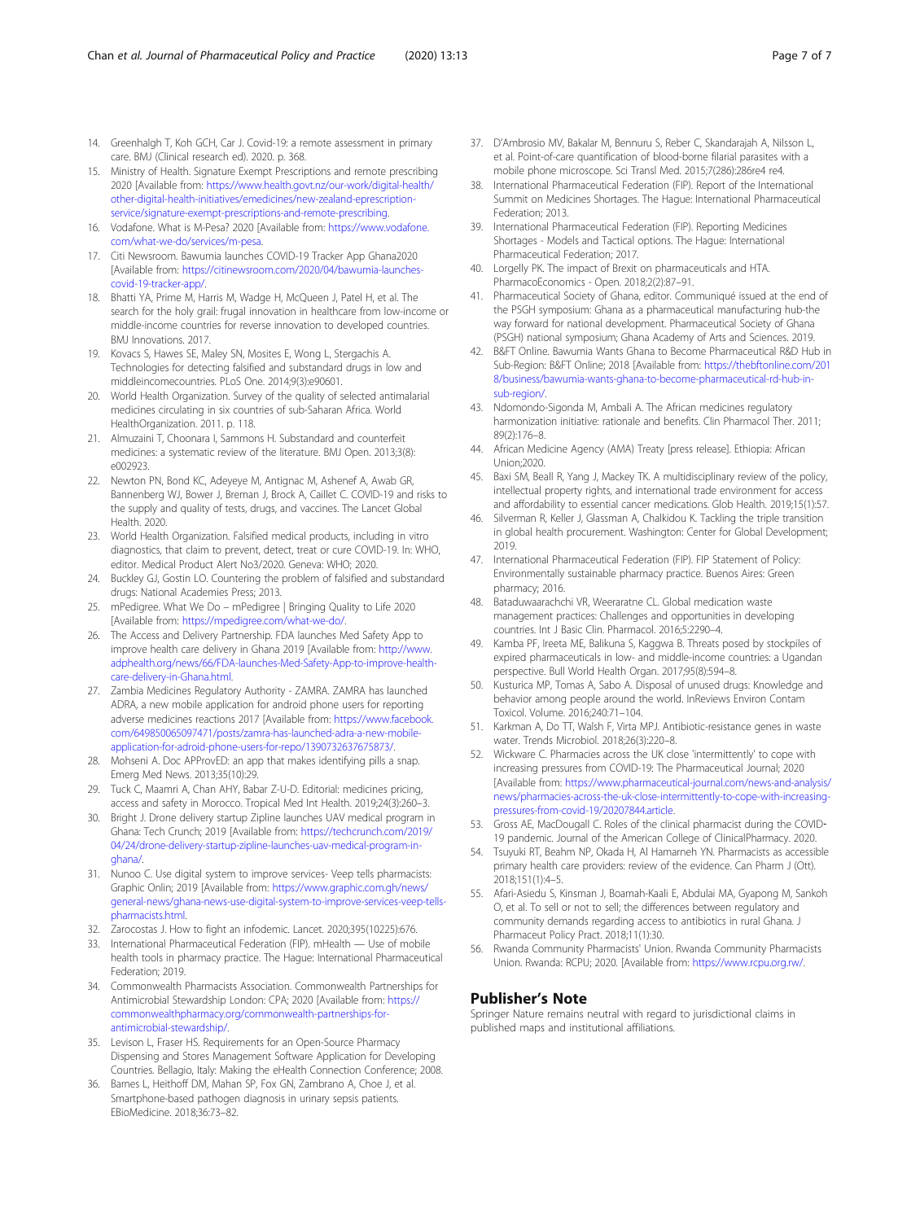14. Greenhalgh T, Koh GCH, Car J. Covid-19: a remote assessment in primary care. BMJ (Clinical research ed). 2020. p. 368.
15. Ministry of Health. Signature Exempt Prescriptions and remote prescribing 2020 [Available from: https://www.health.govt.nz/our-work/digital-health/other-digital-health-initiatives/emedicines/new-zealand-eprescription-service/signature-exempt-prescriptions-and-remote-prescribing.
16. Vodafone. What is M-Pesa? 2020 [Available from: https://www.vodafone.com/what-we-do/services/m-pesa.
17. Citi Newsroom. Bawumia launches COVID-19 Tracker App Ghana2020 [Available from: https://citinewsroom.com/2020/04/bawumia-launches-covid-19-tracker-app/.
18. Bhatti YA, Prime M, Harris M, Wadge H, McQueen J, Patel H, et al. The search for the holy grail: frugal innovation in healthcare from low-income or middle-income countries for reverse innovation to developed countries. BMJ Innovations. 2017.
19. Kovacs S, Hawes SE, Maley SN, Mosites E, Wong L, Stergachis A. Technologies for detecting falsified and substandard drugs in low and middleincomecountries. PLoS One. 2014;9(3):e90601.
20. World Health Organization. Survey of the quality of selected antimalarial medicines circulating in six countries of sub-Saharan Africa. World HealthOrganization. 2011. p. 118.
21. Almuzaini T, Choonara I, Sammons H. Substandard and counterfeit medicines: a systematic review of the literature. BMJ Open. 2013;3(8): e002923.
22. Newton PN, Bond KC, Adeyeye M, Antignac M, Ashenef A, Awab GR, Bannenberg WJ, Bower J, Breman J, Brock A, Caillet C. COVID-19 and risks to the supply and quality of tests, drugs, and vaccines. The Lancet Global Health. 2020.
23. World Health Organization. Falsified medical products, including in vitro diagnostics, that claim to prevent, detect, treat or cure COVID-19. In: WHO, editor. Medical Product Alert No3/2020. Geneva: WHO; 2020.
24. Buckley GJ, Gostin LO. Countering the problem of falsified and substandard drugs: National Academies Press; 2013.
25. mPedigree. What We Do – mPedigree | Bringing Quality to Life 2020 [Available from: https://mpedigree.com/what-we-do/.
26. The Access and Delivery Partnership. FDA launches Med Safety App to improve health care delivery in Ghana 2019 [Available from: http://www.adphealth.org/news/66/FDA-launches-Med-Safety-App-to-improve-health-care-delivery-in-Ghana.html.
27. Zambia Medicines Regulatory Authority - ZAMRA. ZAMRA has launched ADRA, a new mobile application for android phone users for reporting adverse medicines reactions 2017 [Available from: https://www.facebook.com/649850065097471/posts/zamra-has-launched-adra-a-new-mobile-application-for-adroid-phone-users-for-repo/1390732637675873/.
28. Mohseni A. Doc APProvED: an app that makes identifying pills a snap. Emerg Med News. 2013;35(10):29.
29. Tuck C, Maamri A, Chan AHY, Babar Z-U-D. Editorial: medicines pricing, access and safety in Morocco. Tropical Med Int Health. 2019;24(3):260–3.
30. Bright J. Drone delivery startup Zipline launches UAV medical program in Ghana: Tech Crunch; 2019 [Available from: https://techcrunch.com/2019/04/24/drone-delivery-startup-zipline-launches-uav-medical-program-in-ghana/.
31. Nunoo C. Use digital system to improve services- Veep tells pharmacists: Graphic Onlin; 2019 [Available from: https://www.graphic.com.gh/news/general-news/ghana-news-use-digital-system-to-improve-services-veep-tells-pharmacists.html.
32. Zarocostas J. How to fight an infodemic. Lancet. 2020;395(10225):676.
33. International Pharmaceutical Federation (FIP). mHealth — Use of mobile health tools in pharmacy practice. The Hague: International Pharmaceutical Federation; 2019.
34. Commonwealth Pharmacists Association. Commonwealth Partnerships for Antimicrobial Stewardship London: CPA; 2020 [Available from: https://commonwealthpharmacy.org/commonwealth-partnerships-for-antimicrobial-stewardship/.
35. Levison L, Fraser HS. Requirements for an Open-Source Pharmacy Dispensing and Stores Management Software Application for Developing Countries. Bellagio, Italy: Making the eHealth Connection Conference; 2008.
36. Barnes L, Heithoff DM, Mahan SP, Fox GN, Zambrano A, Choe J, et al. Smartphone-based pathogen diagnosis in urinary sepsis patients. EBioMedicine. 2018;36:73–82.
37. D'Ambrosio MV, Bakalar M, Bennuru S, Reber C, Skandarajah A, Nilsson L, et al. Point-of-care quantification of blood-borne filarial parasites with a mobile phone microscope. Sci Transl Med. 2015;7(286):286re4 re4.
38. International Pharmaceutical Federation (FIP). Report of the International Summit on Medicines Shortages. The Hague: International Pharmaceutical Federation; 2013.
39. International Pharmaceutical Federation (FIP). Reporting Medicines Shortages - Models and Tactical options. The Hague: International Pharmaceutical Federation; 2017.
40. Lorgelly PK. The impact of Brexit on pharmaceuticals and HTA. PharmacoEconomics - Open. 2018;2(2):87–91.
41. Pharmaceutical Society of Ghana, editor. Communiqué issued at the end of the PSGH symposium: Ghana as a pharmaceutical manufacturing hub-the way forward for national development. Pharmaceutical Society of Ghana (PSGH) national symposium; Ghana Academy of Arts and Sciences. 2019.
42. B&FT Online. Bawumia Wants Ghana to Become Pharmaceutical R&D Hub in Sub-Region: B&FT Online; 2018 [Available from: https://thebftonline.com/2018/business/bawumia-wants-ghana-to-become-pharmaceutical-rd-hub-in-sub-region/.
43. Ndomondo-Sigonda M, Ambali A. The African medicines regulatory harmonization initiative: rationale and benefits. Clin Pharmacol Ther. 2011; 89(2):176–8.
44. African Medicine Agency (AMA) Treaty [press release]. Ethiopia: African Union;2020.
45. Baxi SM, Beall R, Yang J, Mackey TK. A multidisciplinary review of the policy, intellectual property rights, and international trade environment for access and affordability to essential cancer medications. Glob Health. 2019;15(1):57.
46. Silverman R, Keller J, Glassman A, Chalkidou K. Tackling the triple transition in global health procurement. Washington: Center for Global Development; 2019.
47. International Pharmaceutical Federation (FIP). FIP Statement of Policy: Environmentally sustainable pharmacy practice. Buenos Aires: Green pharmacy; 2016.
48. Bataduwaarachchi VR, Weeraratne CL. Global medication waste management practices: Challenges and opportunities in developing countries. Int J Basic Clin. Pharmacol. 2016;5:2290–4.
49. Kamba PF, Ireeta ME, Balikuna S, Kaggwa B. Threats posed by stockpiles of expired pharmaceuticals in low- and middle-income countries: a Ugandan perspective. Bull World Health Organ. 2017;95(8):594–8.
50. Kusturica MP, Tomas A, Sabo A. Disposal of unused drugs: Knowledge and behavior among people around the world. InReviews Environ Contam Toxicol. Volume. 2016;240:71–104.
51. Karkman A, Do TT, Walsh F, Virta MPJ. Antibiotic-resistance genes in waste water. Trends Microbiol. 2018;26(3):220–8.
52. Wickware C. Pharmacies across the UK close 'intermittently' to cope with increasing pressures from COVID-19: The Pharmaceutical Journal; 2020 [Available from: https://www.pharmaceutical-journal.com/news-and-analysis/news/pharmacies-across-the-uk-close-intermittently-to-cope-with-increasing-pressures-from-covid-19/20207844.article.
53. Gross AE, MacDougall C. Roles of the clinical pharmacist during the COVID-19 pandemic. Journal of the American College of ClinicalPharmacy. 2020.
54. Tsuyuki RT, Beahm NP, Okada H, Al Hamarneh YN. Pharmacists as accessible primary health care providers: review of the evidence. Can Pharm J (Ott). 2018;151(1):4–5.
55. Afari-Asiedu S, Kinsman J, Boamah-Kaali E, Abdulai MA, Gyapong M, Sankoh O, et al. To sell or not to sell; the differences between regulatory and community demands regarding access to antibiotics in rural Ghana. J Pharmaceut Policy Pract. 2018;11(1):30.
56. Rwanda Community Pharmacists' Union. Rwanda Community Pharmacists Union. Rwanda: RCPU; 2020. [Available from: https://www.rcpu.org.rw/.

## Publisher's Note

Springer Nature remains neutral with regard to jurisdictional claims in published maps and institutional affiliations.